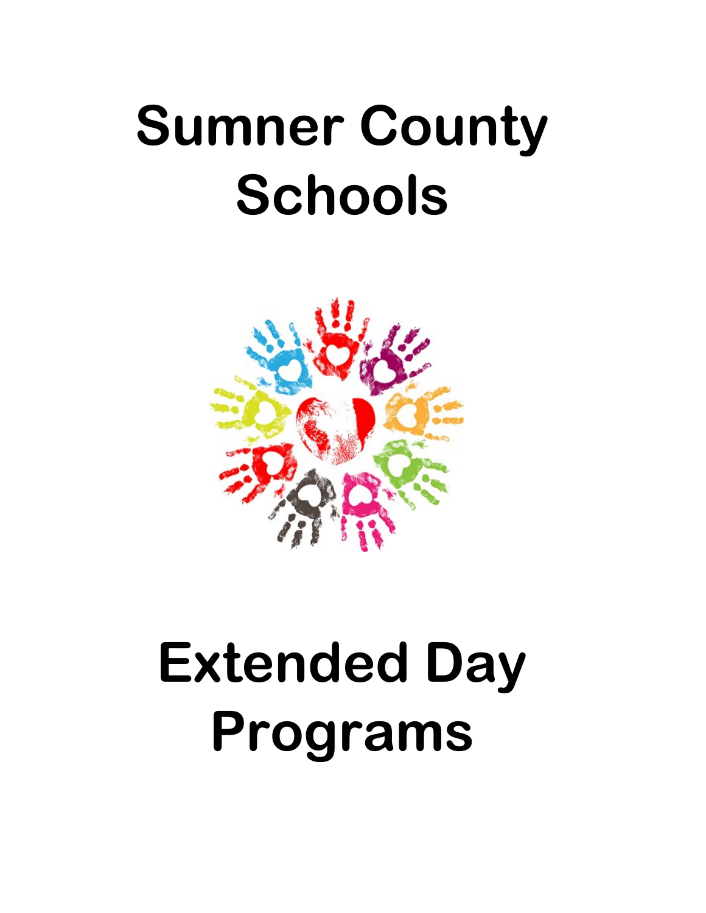# Sumner County Schools

# Extended Day Programs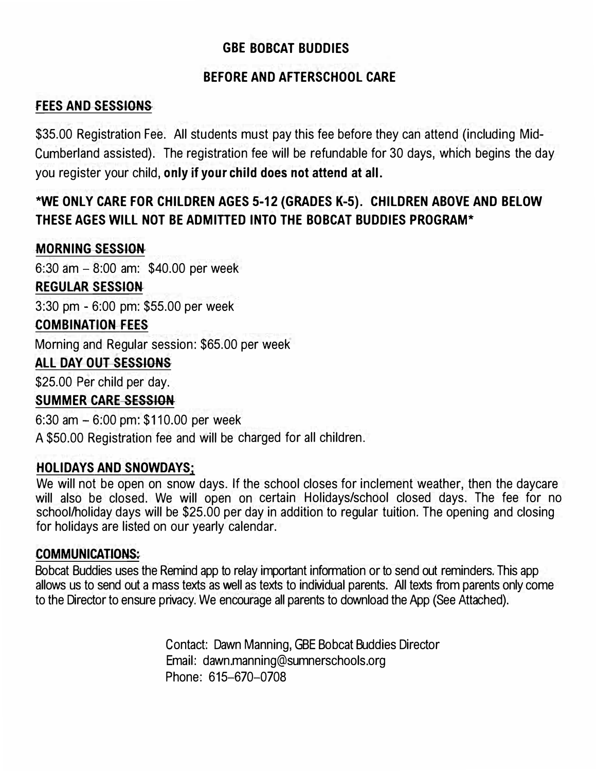# GBE BOBCAT BUDDIES

## BEFORE AND AFTERSCHOOL CARE

### FEES AND SESSIONS

$35.00 Registration Fee. All students must pay this fee before they can attend (including Mid-Cumberland assisted). The registration fee will be refundable for 30 days, which begins the day you register your child, **only if your child does not attend at all.**

**\*WE ONLY CARE FOR CHILDREN AGES 5-12 (GRADES K-5). CHILDREN ABOVE AND BELOW THESE AGES WILL NOT BE ADMITTED INTO THE BOBCAT BUDDIES PROGRAM\***

### MORNING SESSION

6:30 am – 8:00 am: $40.00 per week

### REGULAR SESSION

3:30 pm - 6:00 pm: $55.00 per week

### COMBINATION FEES

Morning and Regular session: $65.00 per week

### ALL DAY OUT SESSIONS

$25.00 Per child per day.

### SUMMER CARE SESSION

6:30 am – 6:00 pm: $110.00 per week

A $50.00 Registration fee and will be charged for all children.

### HOLIDAYS AND SNOWDAYS;

We will not be open on snow days. If the school closes for inclement weather, then the daycare will also be closed. We will open on certain Holidays/school closed days. The fee for no school/holiday days will be $25.00 per day in addition to regular tuition. The opening and closing for holidays are listed on our yearly calendar.

### COMMUNICATIONS:

Bobcat Buddies uses the Remind app to relay important information or to send out reminders. This app allows us to send out a mass texts as well as texts to individual parents. All texts from parents only come to the Director to ensure privacy. We encourage all parents to download the App (See Attached).

Contact: Dawn Manning, GBE Bobcat Buddies Director
Email: dawn.manning@sumnerschools.org
Phone: 615-670-0708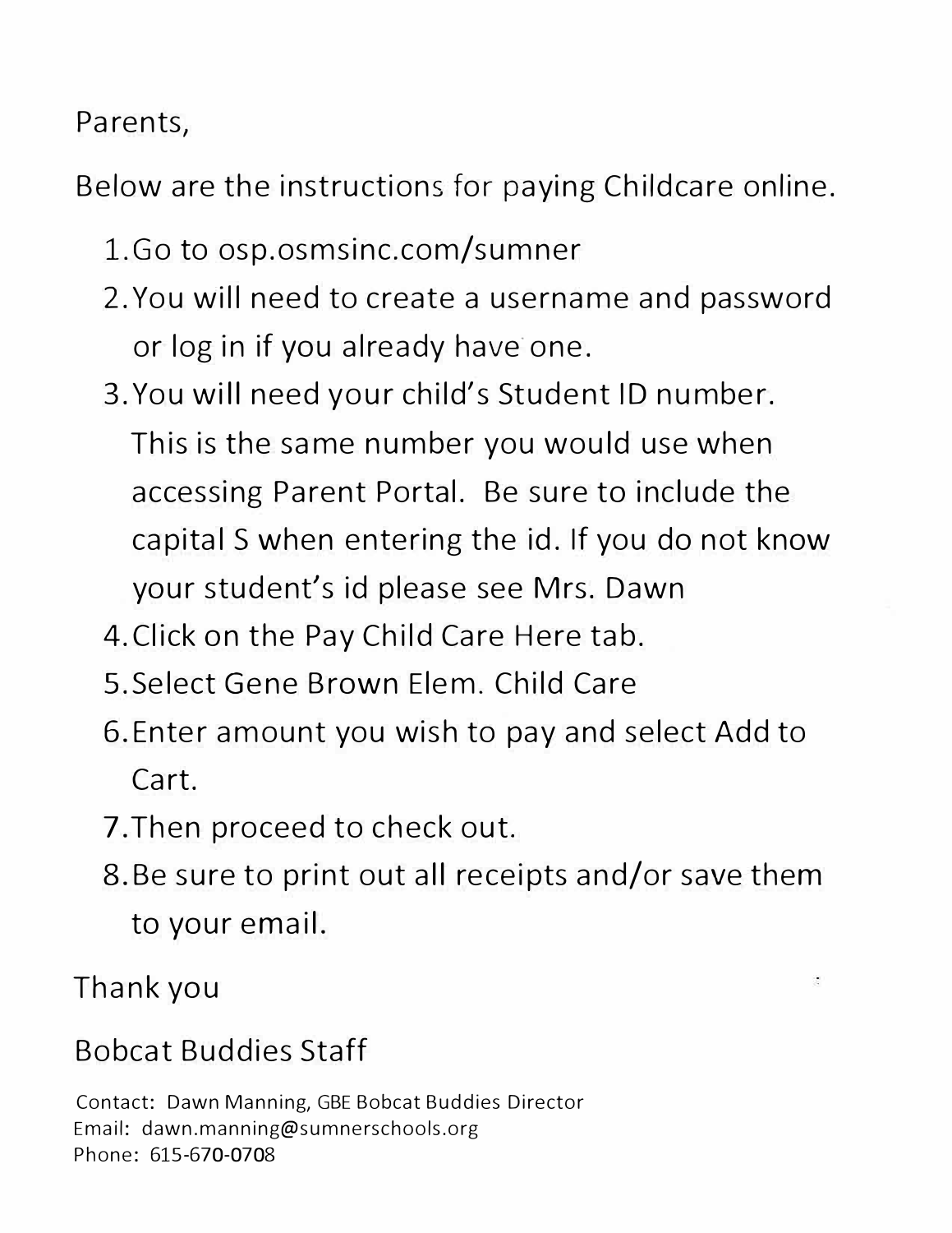Parents,

Below are the instructions for paying Childcare online.

1. Go to osp.osmsinc.com/sumner
2. You will need to create a username and password or log in if you already have one.
3. You will need your child's Student ID number. This is the same number you would use when accessing Parent Portal. Be sure to include the capital S when entering the id. If you do not know your student's id please see Mrs. Dawn
4. Click on the Pay Child Care Here tab.
5. Select Gene Brown Elem. Child Care
6. Enter amount you wish to pay and select Add to Cart.
7. Then proceed to check out.
8. Be sure to print out all receipts and/or save them to your email.

Thank you

Bobcat Buddies Staff

Contact: Dawn Manning, GBE Bobcat Buddies Director
Email: dawn.manning@sumnerschools.org
Phone: 615-670-0708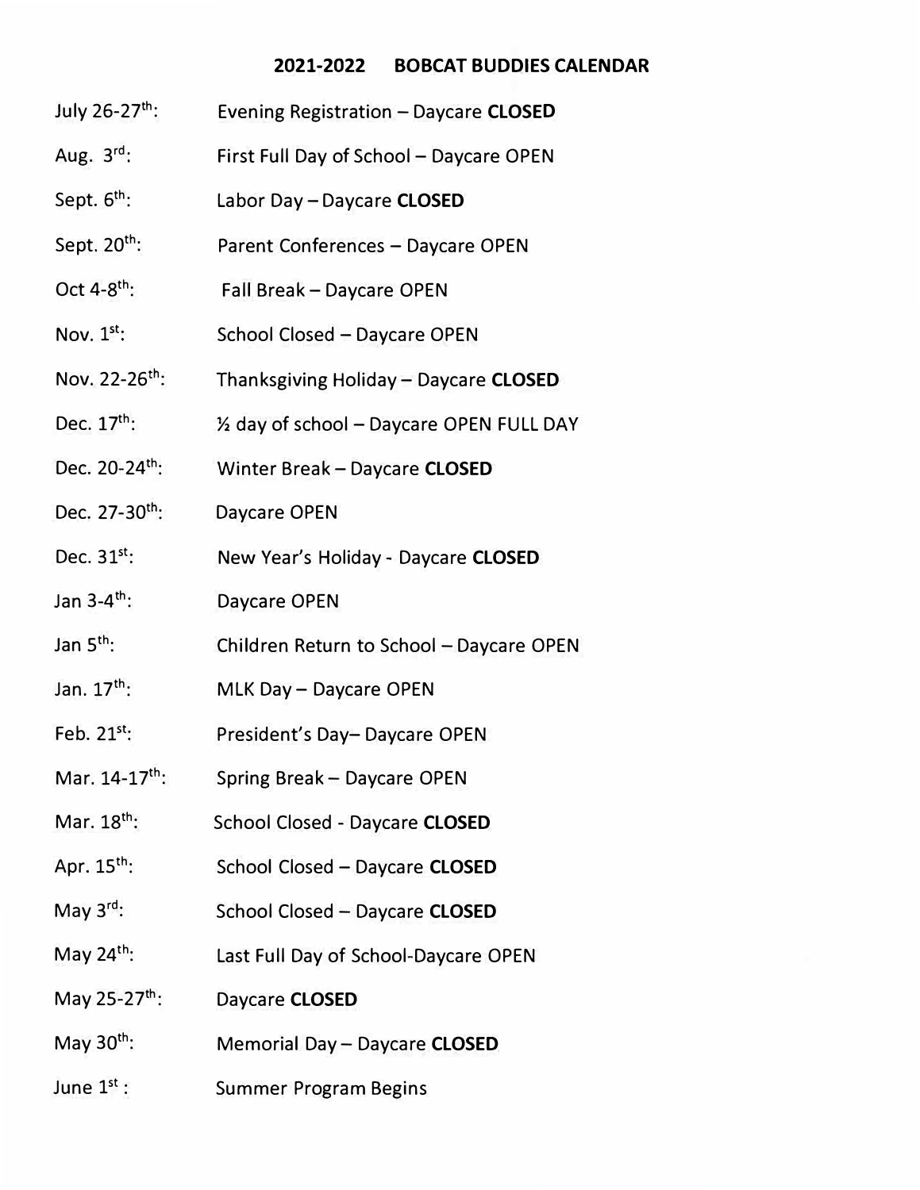# 2021-2022 BOBCAT BUDDIES CALENDAR

| | |
|---|---|
| July 26-27th: | Evening Registration – Daycare **CLOSED** |
| Aug. 3rd: | First Full Day of School – Daycare OPEN |
| Sept. 6th: | Labor Day – Daycare **CLOSED** |
| Sept. 20th: | Parent Conferences – Daycare OPEN |
| Oct 4-8th: | Fall Break – Daycare OPEN |
| Nov. 1st: | School Closed – Daycare OPEN |
| Nov. 22-26th: | Thanksgiving Holiday – Daycare **CLOSED** |
| Dec. 17th: | ½ day of school – Daycare OPEN FULL DAY |
| Dec. 20-24th: | Winter Break – Daycare **CLOSED** |
| Dec. 27-30th: | Daycare OPEN |
| Dec. 31st: | New Year's Holiday - Daycare **CLOSED** |
| Jan 3-4th: | Daycare OPEN |
| Jan 5th: | Children Return to School – Daycare OPEN |
| Jan. 17th: | MLK Day – Daycare OPEN |
| Feb. 21st: | President's Day– Daycare OPEN |
| Mar. 14-17th: | Spring Break – Daycare OPEN |
| Mar. 18th: | School Closed - Daycare **CLOSED** |
| Apr. 15th: | School Closed – Daycare **CLOSED** |
| May 3rd: | School Closed – Daycare **CLOSED** |
| May 24th: | Last Full Day of School-Daycare OPEN |
| May 25-27th: | Daycare **CLOSED** |
| May 30th: | Memorial Day – Daycare **CLOSED** |
| June 1st : | Summer Program Begins |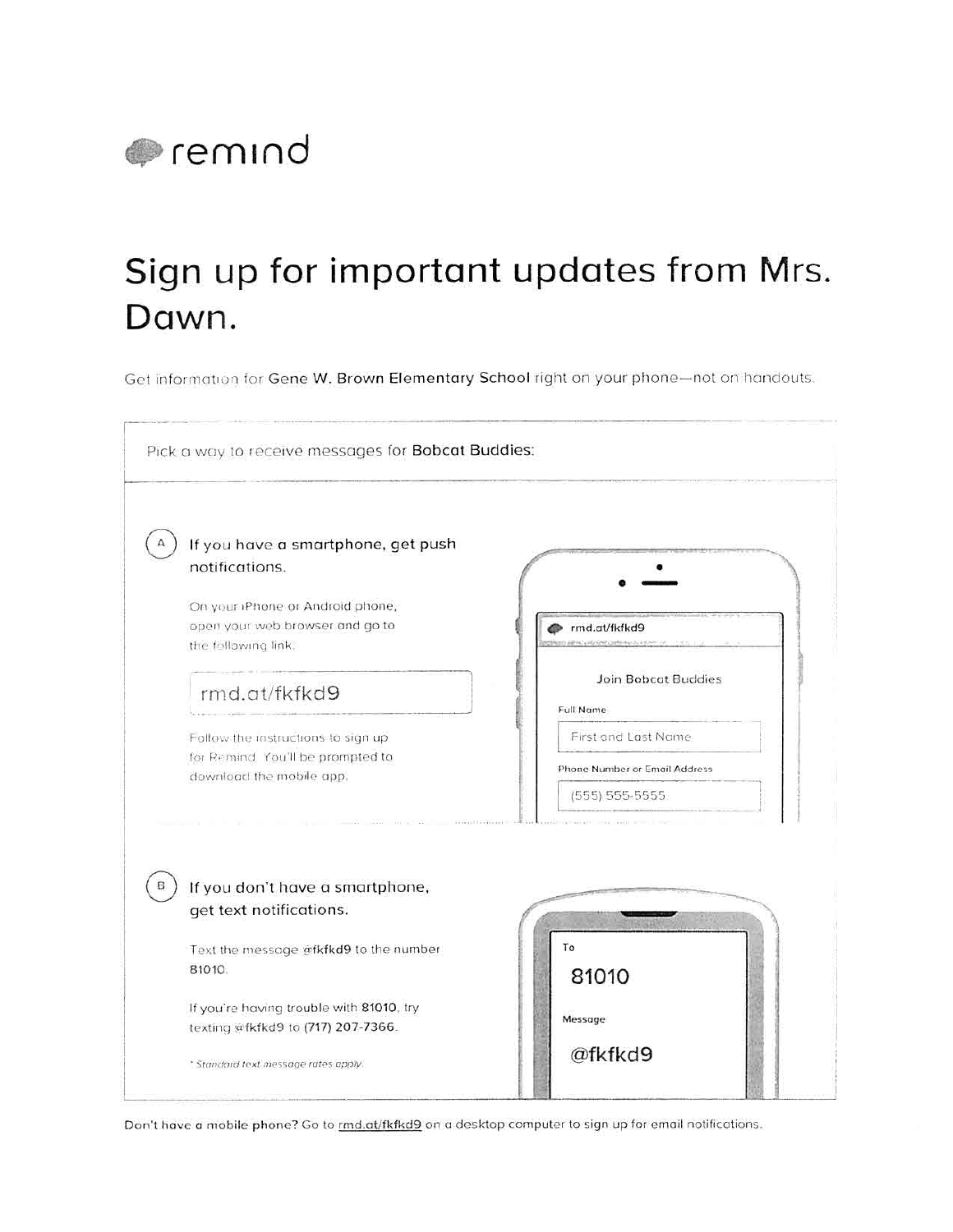remind

# Sign up for important updates from Mrs. Dawn.

Get information for **Gene W. Brown Elementary School** right on your phone—not on handouts.

Pick a way to receive messages for **Bobcat Buddies**:

## A) If you have a smartphone, get push notifications.

On your iPhone or Android phone, open your web browser and go to the following link:

rmd.at/fkfkd9

Follow the instructions to sign up for Remind. You'll be prompted to download the mobile app.

rmd.at/fkfkd9

Join Bobcat Buddies

Full Name

First and Last Name

Phone Number or Email Address

(555) 555-5555

## B) If you don't have a smartphone, get text notifications.

Text the message **@fkfkd9** to the number **81010**.

If you're having trouble with 81010, try texting @fkfkd9 to (717) 207-7366.

*\* Standard text message rates apply.*

To

81010

Message

@fkfkd9

Don't have a mobile phone? Go to rmd.at/fkfkd9 on a desktop computer to sign up for email notifications.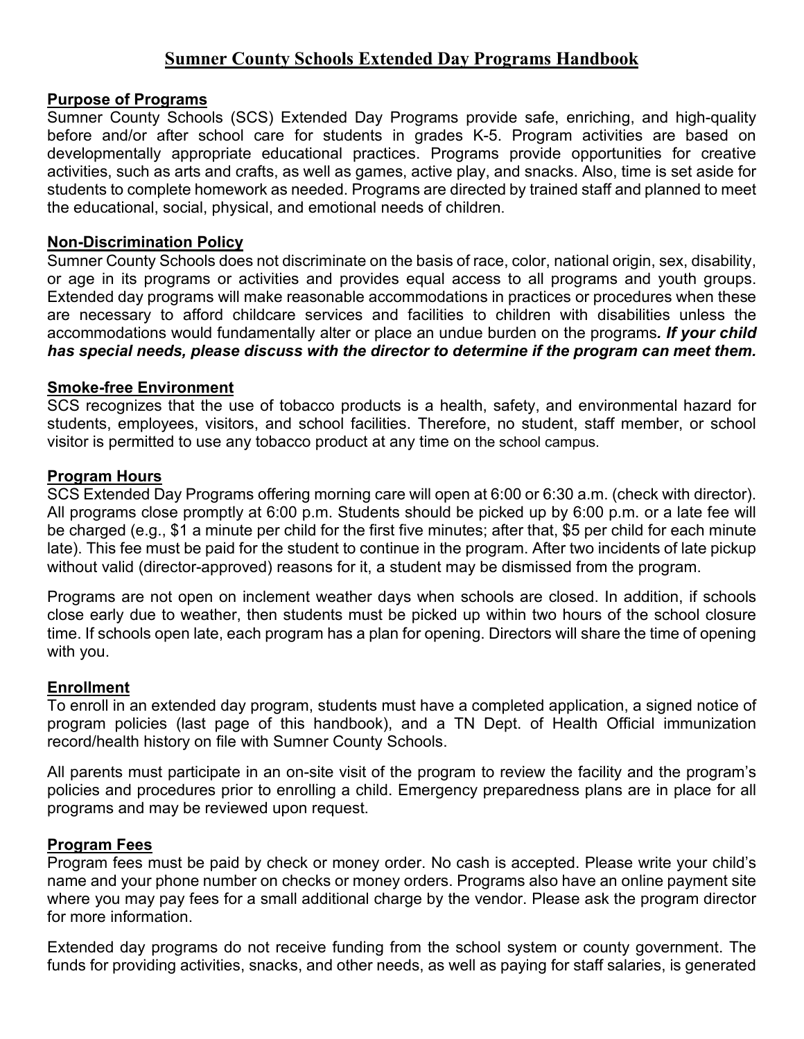# Sumner County Schools Extended Day Programs Handbook

## Purpose of Programs

Sumner County Schools (SCS) Extended Day Programs provide safe, enriching, and high-quality before and/or after school care for students in grades K-5. Program activities are based on developmentally appropriate educational practices. Programs provide opportunities for creative activities, such as arts and crafts, as well as games, active play, and snacks. Also, time is set aside for students to complete homework as needed. Programs are directed by trained staff and planned to meet the educational, social, physical, and emotional needs of children.

## Non-Discrimination Policy

Sumner County Schools does not discriminate on the basis of race, color, national origin, sex, disability, or age in its programs or activities and provides equal access to all programs and youth groups. Extended day programs will make reasonable accommodations in practices or procedures when these are necessary to afford childcare services and facilities to children with disabilities unless the accommodations would fundamentally alter or place an undue burden on the programs***. If your child has special needs, please discuss with the director to determine if the program can meet them.***

## Smoke-free Environment

SCS recognizes that the use of tobacco products is a health, safety, and environmental hazard for students, employees, visitors, and school facilities. Therefore, no student, staff member, or school visitor is permitted to use any tobacco product at any time on the school campus.

## Program Hours

SCS Extended Day Programs offering morning care will open at 6:00 or 6:30 a.m. (check with director). All programs close promptly at 6:00 p.m. Students should be picked up by 6:00 p.m. or a late fee will be charged (e.g., $1 a minute per child for the first five minutes; after that, $5 per child for each minute late). This fee must be paid for the student to continue in the program. After two incidents of late pickup without valid (director-approved) reasons for it, a student may be dismissed from the program.

Programs are not open on inclement weather days when schools are closed. In addition, if schools close early due to weather, then students must be picked up within two hours of the school closure time. If schools open late, each program has a plan for opening. Directors will share the time of opening with you.

## Enrollment

To enroll in an extended day program, students must have a completed application, a signed notice of program policies (last page of this handbook), and a TN Dept. of Health Official immunization record/health history on file with Sumner County Schools.

All parents must participate in an on-site visit of the program to review the facility and the program's policies and procedures prior to enrolling a child. Emergency preparedness plans are in place for all programs and may be reviewed upon request.

## Program Fees

Program fees must be paid by check or money order. No cash is accepted. Please write your child's name and your phone number on checks or money orders. Programs also have an online payment site where you may pay fees for a small additional charge by the vendor. Please ask the program director for more information.

Extended day programs do not receive funding from the school system or county government. The funds for providing activities, snacks, and other needs, as well as paying for staff salaries, is generated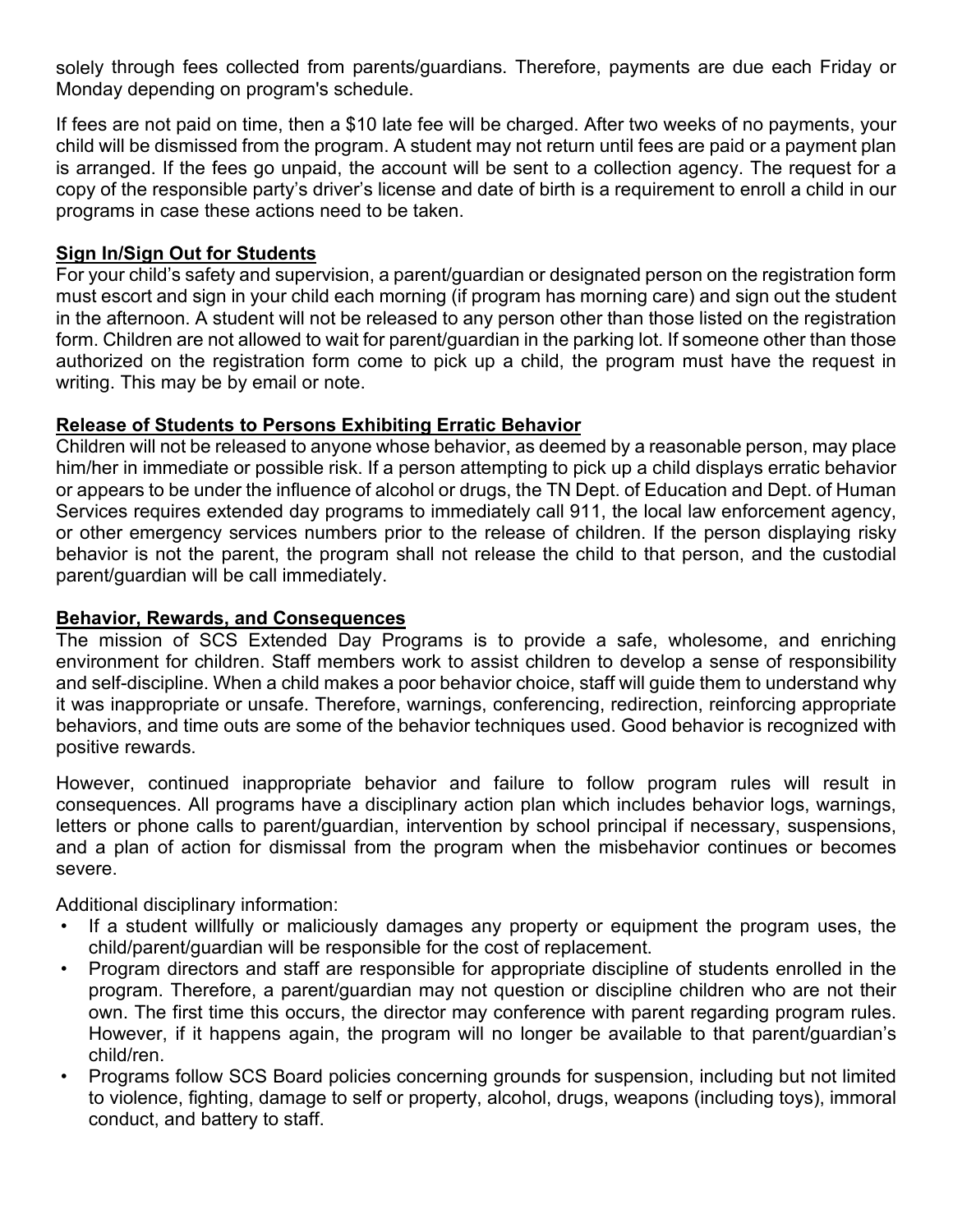solely through fees collected from parents/guardians. Therefore, payments are due each Friday or Monday depending on program's schedule.

If fees are not paid on time, then a $10 late fee will be charged. After two weeks of no payments, your child will be dismissed from the program. A student may not return until fees are paid or a payment plan is arranged. If the fees go unpaid, the account will be sent to a collection agency. The request for a copy of the responsible party's driver's license and date of birth is a requirement to enroll a child in our programs in case these actions need to be taken.

## Sign In/Sign Out for Students

For your child's safety and supervision, a parent/guardian or designated person on the registration form must escort and sign in your child each morning (if program has morning care) and sign out the student in the afternoon. A student will not be released to any person other than those listed on the registration form. Children are not allowed to wait for parent/guardian in the parking lot. If someone other than those authorized on the registration form come to pick up a child, the program must have the request in writing. This may be by email or note.

## Release of Students to Persons Exhibiting Erratic Behavior

Children will not be released to anyone whose behavior, as deemed by a reasonable person, may place him/her in immediate or possible risk. If a person attempting to pick up a child displays erratic behavior or appears to be under the influence of alcohol or drugs, the TN Dept. of Education and Dept. of Human Services requires extended day programs to immediately call 911, the local law enforcement agency, or other emergency services numbers prior to the release of children. If the person displaying risky behavior is not the parent, the program shall not release the child to that person, and the custodial parent/guardian will be call immediately.

## Behavior, Rewards, and Consequences

The mission of SCS Extended Day Programs is to provide a safe, wholesome, and enriching environment for children. Staff members work to assist children to develop a sense of responsibility and self-discipline. When a child makes a poor behavior choice, staff will guide them to understand why it was inappropriate or unsafe. Therefore, warnings, conferencing, redirection, reinforcing appropriate behaviors, and time outs are some of the behavior techniques used. Good behavior is recognized with positive rewards.

However, continued inappropriate behavior and failure to follow program rules will result in consequences. All programs have a disciplinary action plan which includes behavior logs, warnings, letters or phone calls to parent/guardian, intervention by school principal if necessary, suspensions, and a plan of action for dismissal from the program when the misbehavior continues or becomes severe.

Additional disciplinary information:

- If a student willfully or maliciously damages any property or equipment the program uses, the child/parent/guardian will be responsible for the cost of replacement.
- Program directors and staff are responsible for appropriate discipline of students enrolled in the program. Therefore, a parent/guardian may not question or discipline children who are not their own. The first time this occurs, the director may conference with parent regarding program rules. However, if it happens again, the program will no longer be available to that parent/guardian's child/ren.
- Programs follow SCS Board policies concerning grounds for suspension, including but not limited to violence, fighting, damage to self or property, alcohol, drugs, weapons (including toys), immoral conduct, and battery to staff.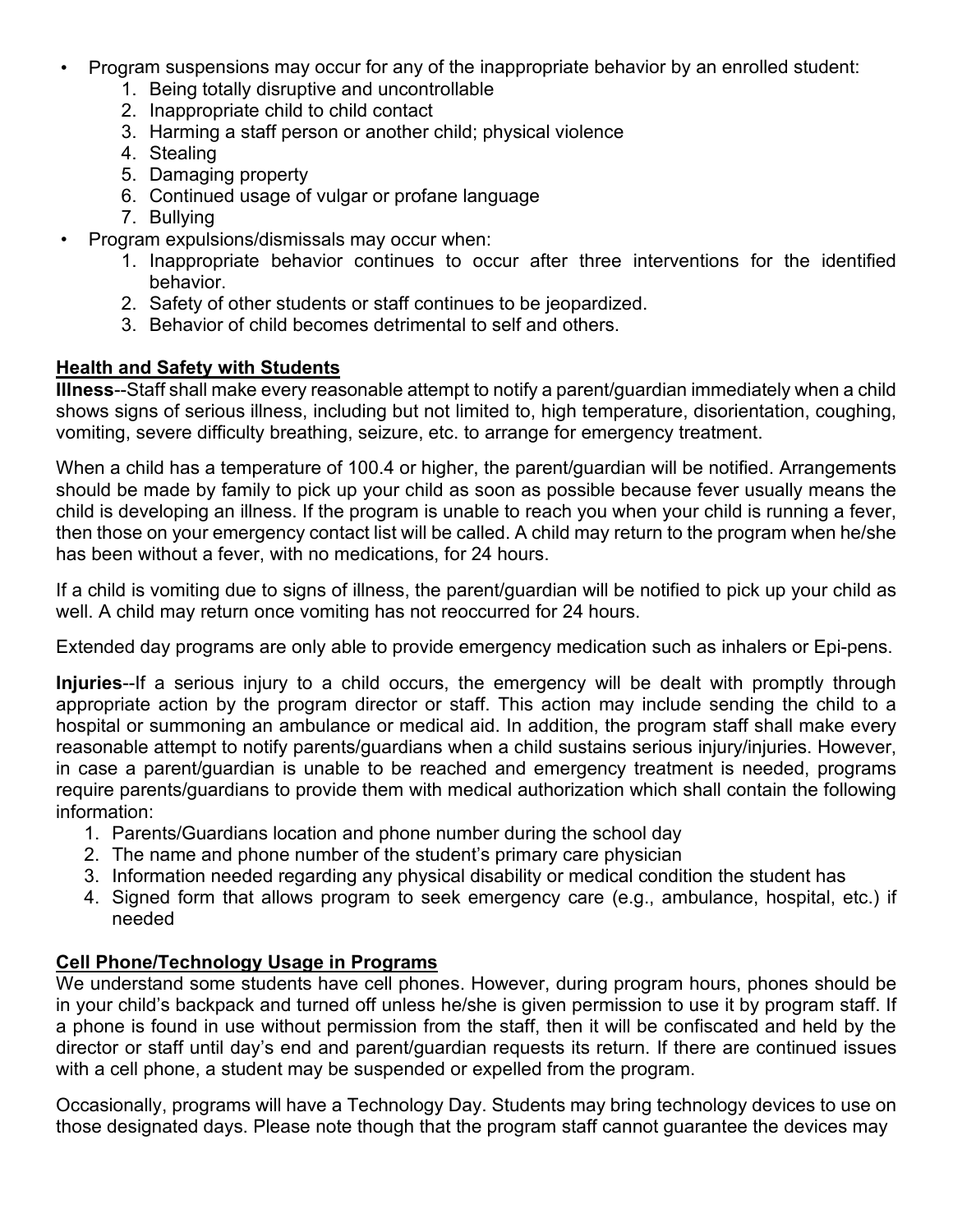- Program suspensions may occur for any of the inappropriate behavior by an enrolled student:
    1. Being totally disruptive and uncontrollable
    2. Inappropriate child to child contact
    3. Harming a staff person or another child; physical violence
    4. Stealing
    5. Damaging property
    6. Continued usage of vulgar or profane language
    7. Bullying
- Program expulsions/dismissals may occur when:
    1. Inappropriate behavior continues to occur after three interventions for the identified behavior.
    2. Safety of other students or staff continues to be jeopardized.
    3. Behavior of child becomes detrimental to self and others.

## Health and Safety with Students

**Illness**--Staff shall make every reasonable attempt to notify a parent/guardian immediately when a child shows signs of serious illness, including but not limited to, high temperature, disorientation, coughing, vomiting, severe difficulty breathing, seizure, etc. to arrange for emergency treatment.

When a child has a temperature of 100.4 or higher, the parent/guardian will be notified. Arrangements should be made by family to pick up your child as soon as possible because fever usually means the child is developing an illness. If the program is unable to reach you when your child is running a fever, then those on your emergency contact list will be called. A child may return to the program when he/she has been without a fever, with no medications, for 24 hours.

If a child is vomiting due to signs of illness, the parent/guardian will be notified to pick up your child as well. A child may return once vomiting has not reoccurred for 24 hours.

Extended day programs are only able to provide emergency medication such as inhalers or Epi-pens.

**Injuries**--If a serious injury to a child occurs, the emergency will be dealt with promptly through appropriate action by the program director or staff. This action may include sending the child to a hospital or summoning an ambulance or medical aid. In addition, the program staff shall make every reasonable attempt to notify parents/guardians when a child sustains serious injury/injuries. However, in case a parent/guardian is unable to be reached and emergency treatment is needed, programs require parents/guardians to provide them with medical authorization which shall contain the following information:

1. Parents/Guardians location and phone number during the school day
2. The name and phone number of the student's primary care physician
3. Information needed regarding any physical disability or medical condition the student has
4. Signed form that allows program to seek emergency care (e.g., ambulance, hospital, etc.) if needed

## Cell Phone/Technology Usage in Programs

We understand some students have cell phones. However, during program hours, phones should be in your child's backpack and turned off unless he/she is given permission to use it by program staff. If a phone is found in use without permission from the staff, then it will be confiscated and held by the director or staff until day's end and parent/guardian requests its return. If there are continued issues with a cell phone, a student may be suspended or expelled from the program.

Occasionally, programs will have a Technology Day. Students may bring technology devices to use on those designated days. Please note though that the program staff cannot guarantee the devices may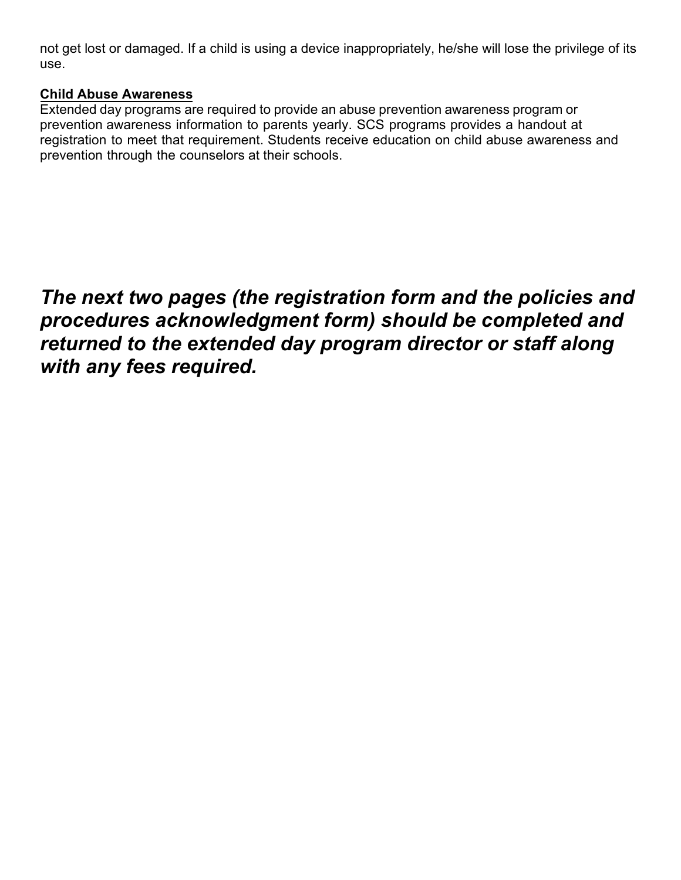not get lost or damaged. If a child is using a device inappropriately, he/she will lose the privilege of its use.

**Child Abuse Awareness**

Extended day programs are required to provide an abuse prevention awareness program or prevention awareness information to parents yearly. SCS programs provides a handout at registration to meet that requirement. Students receive education on child abuse awareness and prevention through the counselors at their schools.

***The next two pages (the registration form and the policies and procedures acknowledgment form) should be completed and returned to the extended day program director or staff along with any fees required.***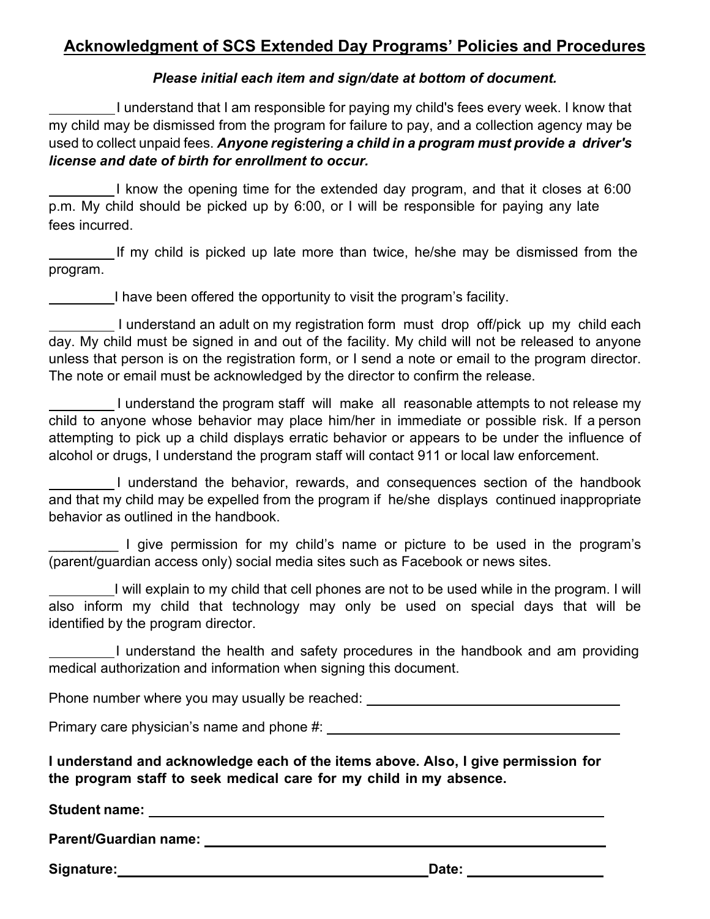# Acknowledgment of SCS Extended Day Programs' Policies and Procedures

***Please initial each item and sign/date at bottom of document.***

_________ I understand that I am responsible for paying my child's fees every week. I know that my child may be dismissed from the program for failure to pay, and a collection agency may be used to collect unpaid fees. ***Anyone registering a child in a program must provide a driver's license and date of birth for enrollment to occur.***

_________ I know the opening time for the extended day program, and that it closes at 6:00 p.m. My child should be picked up by 6:00, or I will be responsible for paying any late fees incurred.

_________ If my child is picked up late more than twice, he/she may be dismissed from the program.

_________ I have been offered the opportunity to visit the program's facility.

_________ I understand an adult on my registration form must drop off/pick up my child each day. My child must be signed in and out of the facility. My child will not be released to anyone unless that person is on the registration form, or I send a note or email to the program director. The note or email must be acknowledged by the director to confirm the release.

_________ I understand the program staff will make all reasonable attempts to not release my child to anyone whose behavior may place him/her in immediate or possible risk. If a person attempting to pick up a child displays erratic behavior or appears to be under the influence of alcohol or drugs, I understand the program staff will contact 911 or local law enforcement.

_________ I understand the behavior, rewards, and consequences section of the handbook and that my child may be expelled from the program if he/she displays continued inappropriate behavior as outlined in the handbook.

_________ I give permission for my child's name or picture to be used in the program's (parent/guardian access only) social media sites such as Facebook or news sites.

_________ I will explain to my child that cell phones are not to be used while in the program. I will also inform my child that technology may only be used on special days that will be identified by the program director.

_________ I understand the health and safety procedures in the handbook and am providing medical authorization and information when signing this document.

Phone number where you may usually be reached: ________________________________

Primary care physician's name and phone #: ________________________________

**I understand and acknowledge each of the items above. Also, I give permission for the program staff to seek medical care for my child in my absence.**

**Student name:** ____________________________________________

**Parent/Guardian name:** ____________________________________________

**Signature:** ______________________________ **Date:** ________________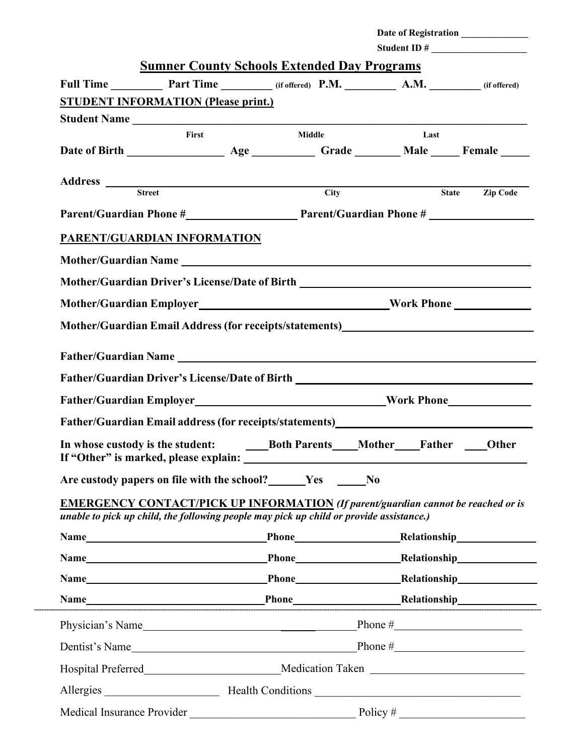Date of Registration _____________

Student ID # ___________________

## Sumner County Schools Extended Day Programs

**Full Time** _________ **Part Time** _________ (if offered) **P.M.** _________ **A.M.** _________ (if offered)

**STUDENT INFORMATION (Please print.)**

**Student Name** ______________________________________________________________________

First Middle Last

**Date of Birth** _________________ **Age** ___________ **Grade** ________ **Male** _____ **Female** _____

**Address** ______________________________________________________________________

Street City State Zip Code

**Parent/Guardian Phone #** ___________________ **Parent/Guardian Phone #** ___________________

**PARENT/GUARDIAN INFORMATION**

**Mother/Guardian Name** ______________________________________________________________

**Mother/Guardian Driver's License/Date of Birth** __________________________________________

**Mother/Guardian Employer** _________________________________ **Work Phone** _____________

**Mother/Guardian Email Address (for receipts/statements)** ______________________________

**Father/Guardian Name** ______________________________________________________________

**Father/Guardian Driver's License/Date of Birth** __________________________________________

**Father/Guardian Employer** _________________________________ **Work Phone** _____________

**Father/Guardian Email address (for receipts/statements)** ______________________________

**In whose custody is the student:** ____**Both Parents**____**Mother**____**Father** ____**Other**

**If "Other" is marked, please explain:** __________________________________________________

**Are custody papers on file with the school?**______**Yes** _____**No**

**EMERGENCY CONTACT/PICK UP INFORMATION** *(If parent/guardian cannot be reached or is unable to pick up child, the following people may pick up child or provide assistance.)*

**Name**_________________________________**Phone**___________________**Relationship**______________

**Name**_________________________________**Phone**___________________**Relationship**______________

**Name**_________________________________**Phone**___________________**Relationship**______________

**Name**_________________________________**Phone**___________________**Relationship**______________

---

Physician's Name_________________________________Phone #______________________

Dentist's Name__________________________________________Phone #______________________

Hospital Preferred_______________________Medication Taken __________________________

Allergies ____________________ Health Conditions _____________________________________

Medical Insurance Provider _____________________________ Policy # ______________________